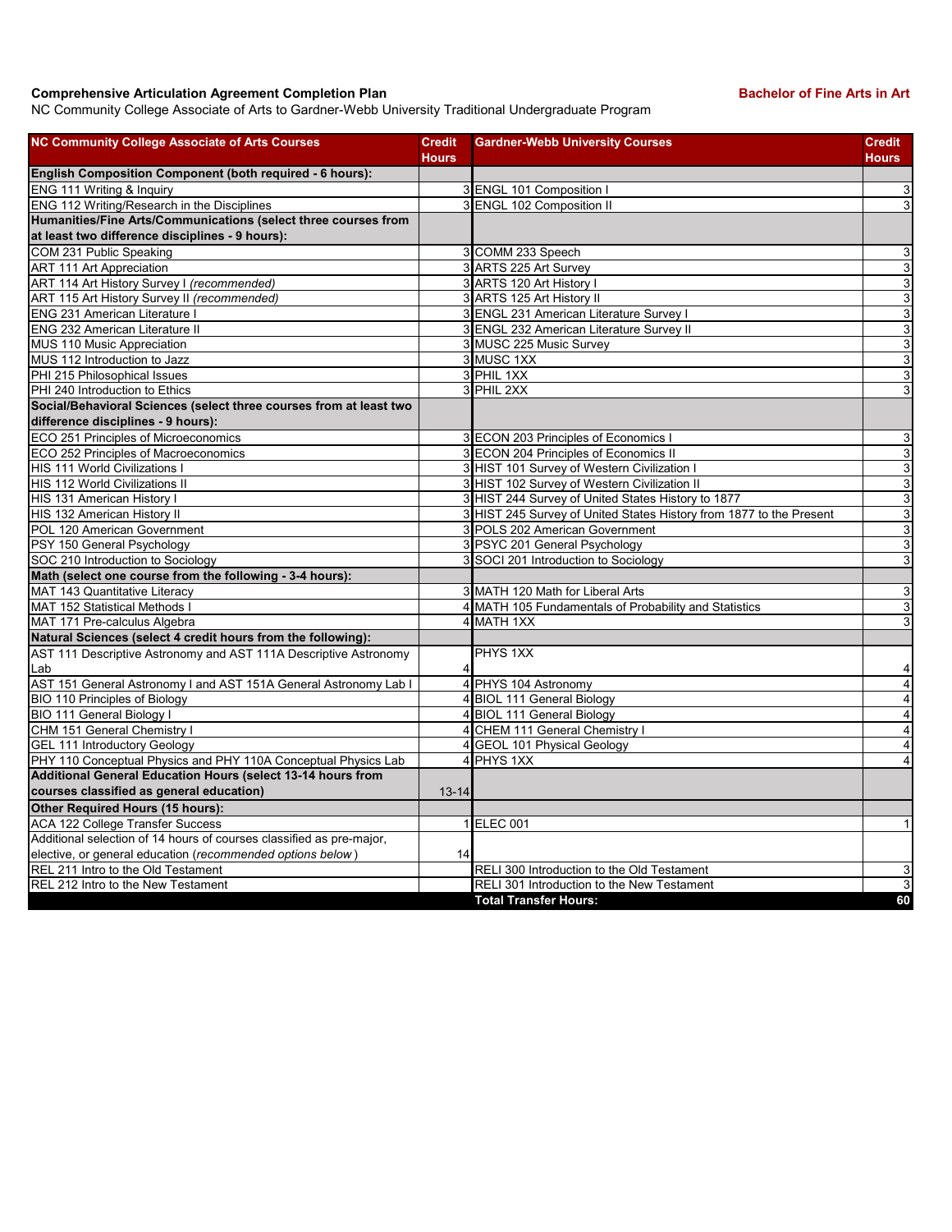**Comprehensive Articulation Agreement Completion Plan** **Bachelor of Fine Arts in Art**

NC Community College Associate of Arts to Gardner-Webb University Traditional Undergraduate Program

| NC Community College Associate of Arts Courses | Credit Hours | Gardner-Webb University Courses | Credit Hours |
|---|---|---|---|
| **English Composition Component (both required - 6 hours):** | | | |
| ENG 111 Writing & Inquiry | 3 | ENGL 101 Composition I | 3 |
| ENG 112 Writing/Research in the Disciplines | 3 | ENGL 102 Composition II | 3 |
| **Humanities/Fine Arts/Communications (select three courses from at least two difference disciplines - 9 hours):** | | | |
| COM 231 Public Speaking | 3 | COMM 233 Speech | 3 |
| ART 111 Art Appreciation | 3 | ARTS 225 Art Survey | 3 |
| ART 114 Art History Survey I *(recommended)* | 3 | ARTS 120 Art History I | 3 |
| ART 115 Art History Survey II *(recommended)* | 3 | ARTS 125 Art History II | 3 |
| ENG 231 American Literature I | 3 | ENGL 231 American Literature Survey I | 3 |
| ENG 232 American Literature II | 3 | ENGL 232 American Literature Survey II | 3 |
| MUS 110 Music Appreciation | 3 | MUSC 225 Music Survey | 3 |
| MUS 112 Introduction to Jazz | 3 | MUSC 1XX | 3 |
| PHI 215 Philosophical Issues | 3 | PHIL 1XX | 3 |
| PHI 240 Introduction to Ethics | 3 | PHIL 2XX | 3 |
| **Social/Behavioral Sciences (select three courses from at least two difference disciplines - 9 hours):** | | | |
| ECO 251 Principles of Microeconomics | 3 | ECON 203 Principles of Economics I | 3 |
| ECO 252 Principles of Macroeconomics | 3 | ECON 204 Principles of Economics II | 3 |
| HIS 111 World Civilizations I | 3 | HIST 101 Survey of Western Civilization I | 3 |
| HIS 112 World Civilizations II | 3 | HIST 102 Survey of Western Civilization II | 3 |
| HIS 131 American History I | 3 | HIST 244 Survey of United States History to 1877 | 3 |
| HIS 132 American History II | 3 | HIST 245 Survey of United States History from 1877 to the Present | 3 |
| POL 120 American Government | 3 | POLS 202 American Government | 3 |
| PSY 150 General Psychology | 3 | PSYC 201 General Psychology | 3 |
| SOC 210 Introduction to Sociology | 3 | SOCI 201 Introduction to Sociology | 3 |
| **Math (select one course from the following - 3-4 hours):** | | | |
| MAT 143 Quantitative Literacy | 3 | MATH 120 Math for Liberal Arts | 3 |
| MAT 152 Statistical Methods I | 4 | MATH 105 Fundamentals of Probability and Statistics | 3 |
| MAT 171 Pre-calculus Algebra | 4 | MATH 1XX | 3 |
| **Natural Sciences (select 4 credit hours from the following):** | | | |
| AST 111 Descriptive Astronomy and AST 111A Descriptive Astronomy Lab | 4 | PHYS 1XX | 4 |
| AST 151 General Astronomy I and AST 151A General Astronomy Lab I | 4 | PHYS 104 Astronomy | 4 |
| BIO 110 Principles of Biology | 4 | BIOL 111 General Biology | 4 |
| BIO 111 General Biology I | 4 | BIOL 111 General Biology | 4 |
| CHM 151 General Chemistry I | 4 | CHEM 111 General Chemistry I | 4 |
| GEL 111 Introductory Geology | 4 | GEOL 101 Physical Geology | 4 |
| PHY 110 Conceptual Physics and PHY 110A Conceptual Physics Lab | 4 | PHYS 1XX | 4 |
| **Additional General Education Hours (select 13-14 hours from courses classified as general education)** | 13-14 | | |
| **Other Required Hours (15 hours):** | | | |
| ACA 122 College Transfer Success | 1 | ELEC 001 | 1 |
| Additional selection of 14 hours of courses classified as pre-major, elective, or general education *(recommended options below)* | 14 | | |
| REL 211 Intro to the Old Testament | | RELI 300 Introduction to the Old Testament | 3 |
| REL 212 Intro to the New Testament | | RELI 301 Introduction to the New Testament | 3 |
| | | **Total Transfer Hours:** | **60** |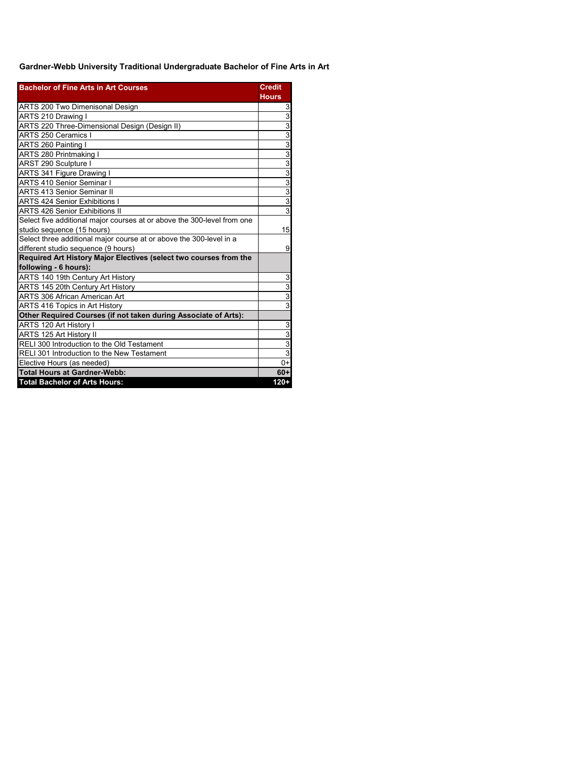**Gardner-Webb University Traditional Undergraduate Bachelor of Fine Arts in Art**

| Bachelor of Fine Arts in Art Courses | Credit Hours |
|---|---|
| ARTS 200 Two Dimenisonal Design | 3 |
| ARTS 210 Drawing I | 3 |
| ARTS 220 Three-Dimensional Design (Design II) | 3 |
| ARTS 250 Ceramics I | 3 |
| ARTS 260 Painting I | 3 |
| ARTS 280 Printmaking I | 3 |
| ARST 290 Sculpture I | 3 |
| ARTS 341 Figure Drawing I | 3 |
| ARTS 410 Senior Seminar I | 3 |
| ARTS 413 Senior Seminar II | 3 |
| ARTS 424 Senior Exhibitions I | 3 |
| ARTS 426 Senior Exhibitions II | 3 |
| Select five additional major courses at or above the 300-level from one studio sequence (15 hours) | 15 |
| Select three additional major course at or above the 300-level in a different studio sequence (9 hours) | 9 |
| **Required Art History Major Electives (select two courses from the following - 6 hours):** | |
| ARTS 140 19th Century Art History | 3 |
| ARTS 145 20th Century Art History | 3 |
| ARTS 306 African American Art | 3 |
| ARTS 416 Topics in Art History | 3 |
| **Other Required Courses (if not taken during Associate of Arts):** | |
| ARTS 120 Art History I | 3 |
| ARTS 125 Art History II | 3 |
| RELI 300 Introduction to the Old Testament | 3 |
| RELI 301 Introduction to the New Testament | 3 |
| Elective Hours (as needed) | 0+ |
| **Total Hours at Gardner-Webb:** | **60+** |
| **Total Bachelor of Arts Hours:** | **120+** |